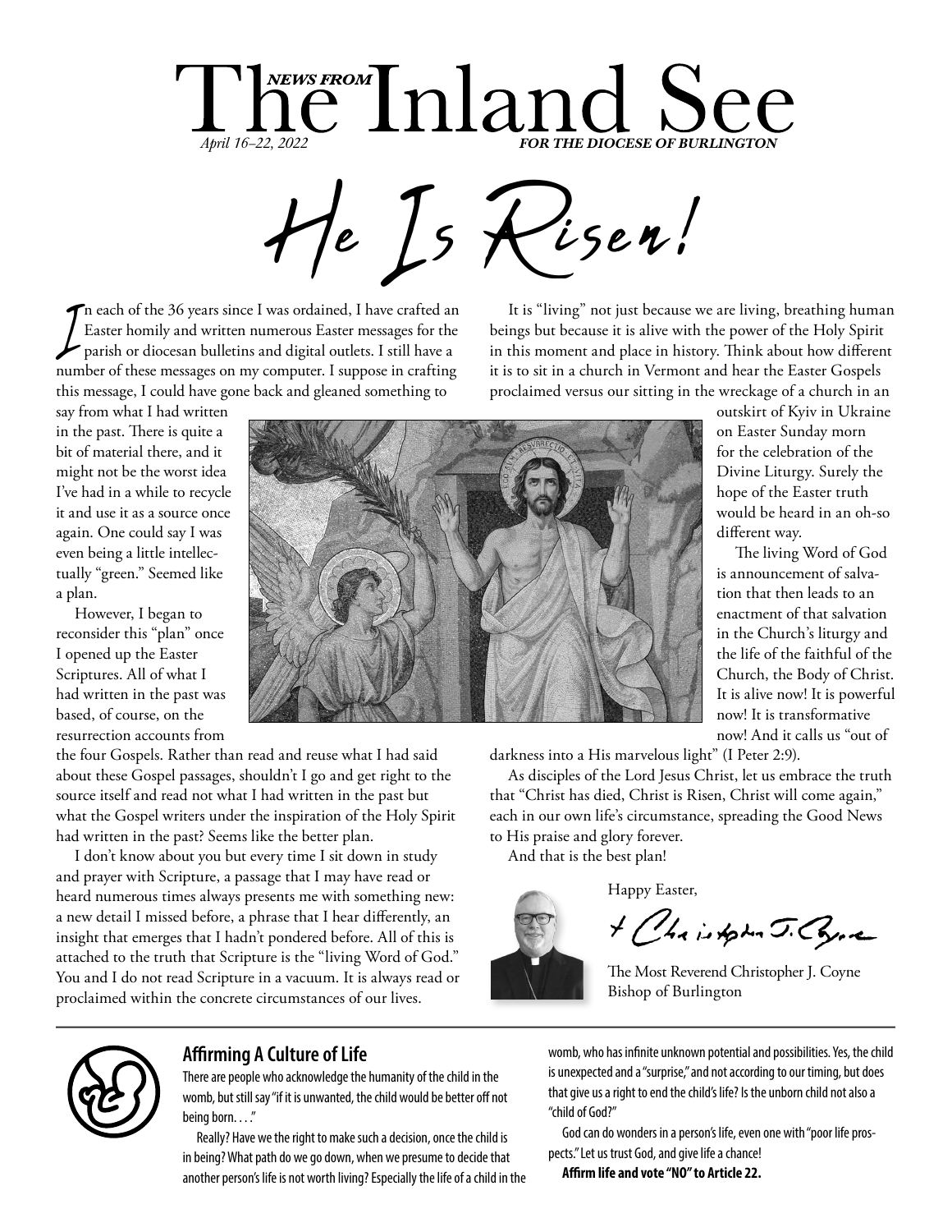# *NEWS FROM* The Inland See

*April 16–22, 2022* ***FOR THE DIOCESE OF BURLINGTON***

# He Is Risen!

In each of the 36 years since I was ordained, I have crafted an Easter homily and written numerous Easter messages for the parish or diocesan bulletins and digital outlets. I still have a number of these messages on my computer. I suppose in crafting this message, I could have gone back and gleaned something to say from what I had written in the past. There is quite a bit of material there, and it might not be the worst idea I've had in a while to recycle it and use it as a source once again. One could say I was even being a little intellectually "green." Seemed like a plan.

However, I began to reconsider this "plan" once I opened up the Easter Scriptures. All of what I had written in the past was based, of course, on the resurrection accounts from the four Gospels. Rather than read and reuse what I had said about these Gospel passages, shouldn't I go and get right to the source itself and read not what I had written in the past but what the Gospel writers under the inspiration of the Holy Spirit had written in the past? Seems like the better plan.

I don't know about you but every time I sit down in study and prayer with Scripture, a passage that I may have read or heard numerous times always presents me with something new: a new detail I missed before, a phrase that I hear differently, an insight that emerges that I hadn't pondered before. All of this is attached to the truth that Scripture is the "living Word of God." You and I do not read Scripture in a vacuum. It is always read or proclaimed within the concrete circumstances of our lives.

It is "living" not just because we are living, breathing human beings but because it is alive with the power of the Holy Spirit in this moment and place in history. Think about how different it is to sit in a church in Vermont and hear the Easter Gospels proclaimed versus our sitting in the wreckage of a church in an outskirt of Kyiv in Ukraine on Easter Sunday morn for the celebration of the Divine Liturgy. Surely the hope of the Easter truth would be heard in an oh-so different way.

The living Word of God is announcement of salvation that then leads to an enactment of that salvation in the Church's liturgy and the life of the faithful of the Church, the Body of Christ. It is alive now! It is powerful now! It is transformative now! And it calls us "out of darkness into a His marvelous light" (I Peter 2:9).

As disciples of the Lord Jesus Christ, let us embrace the truth that "Christ has died, Christ is Risen, Christ will come again," each in our own life's circumstance, spreading the Good News to His praise and glory forever.

And that is the best plan!

Happy Easter,

+ Christopher J. Coyne

The Most Reverend Christopher J. Coyne
Bishop of Burlington

---

## Affirming A Culture of Life

There are people who acknowledge the humanity of the child in the womb, but still say "if it is unwanted, the child would be better off not being born. . . ."

Really? Have we the right to make such a decision, once the child is in being? What path do we go down, when we presume to decide that another person's life is not worth living? Especially the life of a child in the womb, who has infinite unknown potential and possibilities. Yes, the child is unexpected and a "surprise," and not according to our timing, but does that give us a right to end the child's life? Is the unborn child not also a "child of God?"

God can do wonders in a person's life, even one with "poor life prospects." Let us trust God, and give life a chance!

**Affirm life and vote "NO" to Article 22.**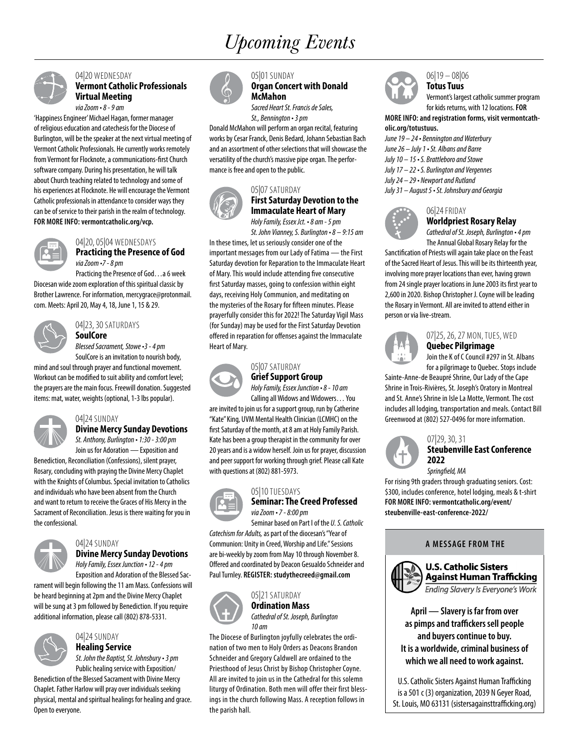# Upcoming Events

04|20 WEDNESDAY

### Vermont Catholic Professionals Virtual Meeting

*via Zoom • 8 - 9 am*

'Happiness Engineer' Michael Hagan, former manager of religious education and catechesis for the Diocese of Burlington, will be the speaker at the next virtual meeting of Vermont Catholic Professionals. He currently works remotely from Vermont for Flocknote, a communications-first Church software company. During his presentation, he will talk about Church teaching related to technology and some of his experiences at Flocknote. He will encourage the Vermont Catholic professionals in attendance to consider ways they can be of service to their parish in the realm of technology. **FOR MORE INFO: vermontcatholic.org/vcp.**

04|20, 05|04 WEDNESDAYS

### Practicing the Presence of God

*via Zoom •7 - 8 pm*

Practicing the Presence of God. . .a 6 week Diocesan wide zoom exploration of this spiritual classic by Brother Lawrence. For information, mercygrace@protonmail.com. Meets: April 20, May 4, 18, June 1, 15 & 29.

04|23, 30 SATURDAYS

### SoulCore

*Blessed Sacrament, Stowe •3 - 4 pm*

SoulCore is an invitation to nourish body, mind and soul through prayer and functional movement. Workout can be modified to suit ability and comfort level; the prayers are the main focus. Freewill donation. Suggested items: mat, water, weights (optional, 1-3 lbs popular).

04|24 SUNDAY

### Divine Mercy Sunday Devotions

*St. Anthony, Burlington • 1:30 - 3:00 pm*

Join us for Adoration — Exposition and Benediction, Reconciliation (Confessions), silent prayer, Rosary, concluding with praying the Divine Mercy Chaplet with the Knights of Columbus. Special invitation to Catholics and individuals who have been absent from the Church and want to return to receive the Graces of His Mercy in the Sacrament of Reconciliation. Jesus is there waiting for you in the confessional.

04|24 SUNDAY

### Divine Mercy Sunday Devotions

*Holy Family, Essex Junction • 12 - 4 pm*

Exposition and Adoration of the Blessed Sacrament will begin following the 11 am Mass. Confessions will be heard beginning at 2pm and the Divine Mercy Chaplet will be sung at 3 pm followed by Benediction. If you require additional information, please call (802) 878-5331.

04|24 SUNDAY

### Healing Service

*St. John the Baptist, St. Johnsbury • 3 pm*

Public healing service with Exposition/Benediction of the Blessed Sacrament with Divine Mercy Chaplet. Father Harlow will pray over individuals seeking physical, mental and spiritual healings for healing and grace. Open to everyone.

05|01 SUNDAY

### Organ Concert with Donald McMahon

*Sacred Heart St. Francis de Sales, St., Bennington • 3 pm*

Donald McMahon will perform an organ recital, featuring works by Cesar Franck, Denis Bedard, Johann Sebastian Bach and an assortment of other selections that will showcase the versatility of the church's massive pipe organ. The performance is free and open to the public.

05|07 SATURDAY

### First Saturday Devotion to the Immaculate Heart of Mary

*Holy Family, Essex Jct. • 8 am - 5 pm*

*St. John Vianney, S. Burlington • 8 – 9:15 am*

In these times, let us seriously consider one of the important messages from our Lady of Fatima — the First Saturday devotion for Reparation to the Immaculate Heart of Mary. This would include attending five consecutive first Saturday masses, going to confession within eight days, receiving Holy Communion, and meditating on the mysteries of the Rosary for fifteen minutes. Please prayerfully consider this for 2022! The Saturday Vigil Mass (for Sunday) may be used for the First Saturday Devotion offered in reparation for offenses against the Immaculate Heart of Mary.

05|07 SATURDAY

### Grief Support Group

*Holy Family, Essex Junction • 8 - 10 am*

Calling all Widows and Widowers. . . You are invited to join us for a support group, run by Catherine "Kate" King, UVM Mental Health Clinician (LCMHC) on the first Saturday of the month, at 8 am at Holy Family Parish. Kate has been a group therapist in the community for over 20 years and is a widow herself. Join us for prayer, discussion and peer support for working through grief. Please call Kate with questions at (802) 881-5973.

05|10 TUESDAYS

### Seminar: The Creed Professed

*via Zoom • 7 - 8:00 pm*

Seminar based on Part I of the *U. S. Catholic Catechism for Adults,* as part of the diocesan's "Year of Communion: Unity in Creed, Worship and Life." Sessions are bi-weekly by zoom from May 10 through November 8. Offered and coordinated by Deacon Gesualdo Schneider and Paul Turnley. **REGISTER: studythecreed@gmail.com**

05|21 SATURDAY

### Ordination Mass

*Cathedral of St. Joseph, Burlington 10 am*

The Diocese of Burlington joyfully celebrates the ordination of two men to Holy Orders as Deacons Brandon Schneider and Gregory Caldwell are ordained to the Priesthood of Jesus Christ by Bishop Christopher Coyne. All are invited to join us in the Cathedral for this solemn liturgy of Ordination. Both men will offer their first blessings in the church following Mass. A reception follows in the parish hall.

06|19 – 08|06

### Totus Tuus

Vermont's largest catholic summer program for kids returns, with 12 locations. **FOR MORE INFO: and registration forms, visit vermontcatholic.org/totustuus.**

*June 19 – 24 • Bennington and Waterbury*
*June 26 – July 1 • St. Albans and Barre*
*July 10 – 15 • S. Brattleboro and Stowe*
*July 17 – 22 • S. Burlington and Vergennes*
*July 24 – 29 • Newport and Rutland*
*July 31 – August 5 • St. Johnsbury and Georgia*

06|24 FRIDAY

### Worldpriest Rosary Relay

*Cathedral of St. Joseph, Burlington • 4 pm*

The Annual Global Rosary Relay for the Sanctification of Priests will again take place on the Feast of the Sacred Heart of Jesus. This will be its thirteenth year, involving more prayer locations than ever, having grown from 24 single prayer locations in June 2003 its first year to 2,600 in 2020. Bishop Christopher J. Coyne will be leading the Rosary in Vermont. All are invited to attend either in person or via live-stream.

07|25, 26, 27 MON, TUES, WED

### Quebec Pilgrimage

Join the K of C Council #297 in St. Albans for a pilgrimage to Quebec. Stops include Sainte-Anne-de Beaupré Shrine, Our Lady of the Cape Shrine in Trois-Rivières, St. Joseph's Oratory in Montreal and St. Anne's Shrine in Isle La Motte, Vermont. The cost includes all lodging, transportation and meals. Contact Bill Greenwood at (802) 527-0496 for more information.

07|29, 30, 31

### Steubenville East Conference 2022

*Springfield, MA*

For rising 9th graders through graduating seniors. Cost: $300, includes conference, hotel lodging, meals & t-shirt **FOR MORE INFO: vermontcatholic.org/event/steubenville-east-conference-2022/**

---

**A MESSAGE FROM THE**

**U.S. Catholic Sisters Against Human Trafficking**

*Ending Slavery Is Everyone's Work*

**April — Slavery is far from over as pimps and traffickers sell people and buyers continue to buy. It is a worldwide, criminal business of which we all need to work against.**

U.S. Catholic Sisters Against Human Trafficking is a 501 c (3) organization, 2039 N Geyer Road, St. Louis, MO 63131 (sistersagainsttrafficking.org)